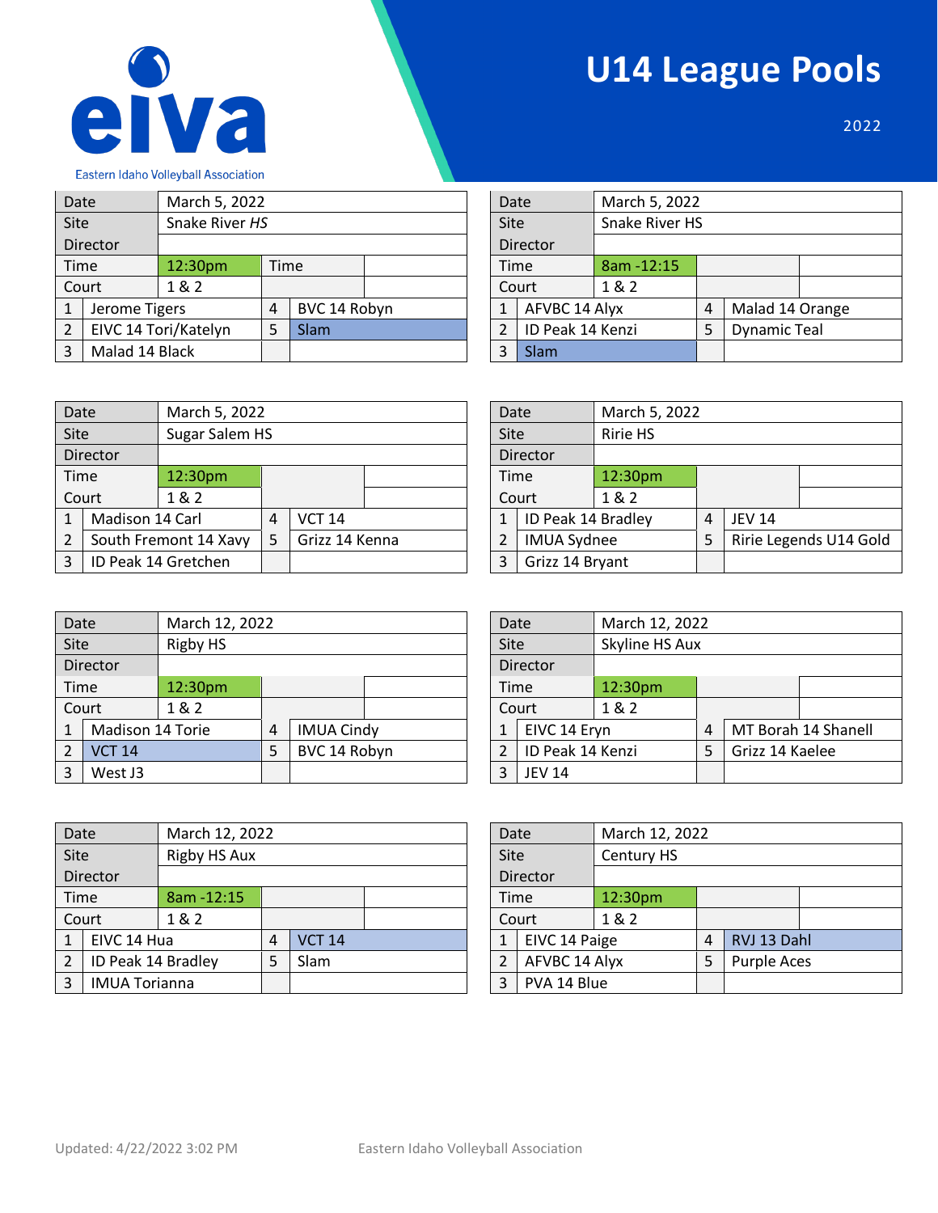# U14 League Pools

2022

Eastern Idaho Volleyball Association

| Date | March 5, 2022 | | |
|---|---|---|---|
| Site | Snake River *HS* | | |
| Director | | | |
| Time | 12:30pm | Time | |
| Court | 1 & 2 | | |
| 1 | Jerome Tigers | 4 | BVC 14 Robyn |
| 2 | EIVC 14 Tori/Katelyn | 5 | Slam |
| 3 | Malad 14 Black | | |

| Date | March 5, 2022 | | |
|---|---|---|---|
| Site | Snake River HS | | |
| Director | | | |
| Time | 8am -12:15 | | |
| Court | 1 & 2 | | |
| 1 | AFVBC 14 Alyx | 4 | Malad 14 Orange |
| 2 | ID Peak 14 Kenzi | 5 | Dynamic Teal |
| 3 | Slam | | |

| Date | March 5, 2022 | | |
|---|---|---|---|
| Site | Sugar Salem HS | | |
| Director | | | |
| Time | 12:30pm | | |
| Court | 1 & 2 | | |
| 1 | Madison 14 Carl | 4 | VCT 14 |
| 2 | South Fremont 14 Xavy | 5 | Grizz 14 Kenna |
| 3 | ID Peak 14 Gretchen | | |

| Date | March 5, 2022 | | |
|---|---|---|---|
| Site | Ririe HS | | |
| Director | | | |
| Time | 12:30pm | | |
| Court | 1 & 2 | | |
| 1 | ID Peak 14 Bradley | 4 | JEV 14 |
| 2 | IMUA Sydnee | 5 | Ririe Legends U14 Gold |
| 3 | Grizz 14 Bryant | | |

| Date | March 12, 2022 | | |
|---|---|---|---|
| Site | Rigby HS | | |
| Director | | | |
| Time | 12:30pm | | |
| Court | 1 & 2 | | |
| 1 | Madison 14 Torie | 4 | IMUA Cindy |
| 2 | VCT 14 | 5 | BVC 14 Robyn |
| 3 | West J3 | | |

| Date | March 12, 2022 | | |
|---|---|---|---|
| Site | Skyline HS Aux | | |
| Director | | | |
| Time | 12:30pm | | |
| Court | 1 & 2 | | |
| 1 | EIVC 14 Eryn | 4 | MT Borah 14 Shanell |
| 2 | ID Peak 14 Kenzi | 5 | Grizz 14 Kaelee |
| 3 | JEV 14 | | |

| Date | March 12, 2022 | | |
|---|---|---|---|
| Site | Rigby HS Aux | | |
| Director | | | |
| Time | 8am -12:15 | | |
| Court | 1 & 2 | | |
| 1 | EIVC 14 Hua | 4 | VCT 14 |
| 2 | ID Peak 14 Bradley | 5 | Slam |
| 3 | IMUA Torianna | | |

| Date | March 12, 2022 | | |
|---|---|---|---|
| Site | Century HS | | |
| Director | | | |
| Time | 12:30pm | | |
| Court | 1 & 2 | | |
| 1 | EIVC 14 Paige | 4 | RVJ 13 Dahl |
| 2 | AFVBC 14 Alyx | 5 | Purple Aces |
| 3 | PVA 14 Blue | | |

Updated: 4/22/2022 3:02 PM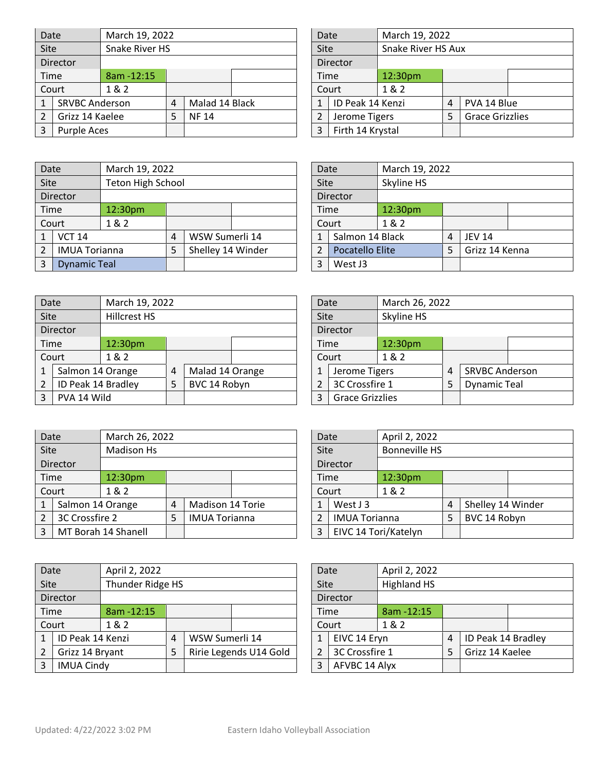| Date | March 19, 2022 | | |
|---|---|---|---|
| Site | Snake River HS | | |
| Director | | | |
| Time | 8am -12:15 | | |
| Court | 1 & 2 | | |
| 1 | SRVBC Anderson | 4 | Malad 14 Black |
| 2 | Grizz 14 Kaelee | 5 | NF 14 |
| 3 | Purple Aces | | |

| Date | March 19, 2022 | | |
|---|---|---|---|
| Site | Snake River HS Aux | | |
| Director | | | |
| Time | 12:30pm | | |
| Court | 1 & 2 | | |
| 1 | ID Peak 14 Kenzi | 4 | PVA 14 Blue |
| 2 | Jerome Tigers | 5 | Grace Grizzlies |
| 3 | Firth 14 Krystal | | |

| Date | March 19, 2022 | | |
|---|---|---|---|
| Site | Teton High School | | |
| Director | | | |
| Time | 12:30pm | | |
| Court | 1 & 2 | | |
| 1 | VCT 14 | 4 | WSW Sumerli 14 |
| 2 | IMUA Torianna | 5 | Shelley 14 Winder |
| 3 | Dynamic Teal | | |

| Date | March 19, 2022 | | |
|---|---|---|---|
| Site | Skyline HS | | |
| Director | | | |
| Time | 12:30pm | | |
| Court | 1 & 2 | | |
| 1 | Salmon 14 Black | 4 | JEV 14 |
| 2 | Pocatello Elite | 5 | Grizz 14 Kenna |
| 3 | West J3 | | |

| Date | March 19, 2022 | | |
|---|---|---|---|
| Site | Hillcrest HS | | |
| Director | | | |
| Time | 12:30pm | | |
| Court | 1 & 2 | | |
| 1 | Salmon 14 Orange | 4 | Malad 14 Orange |
| 2 | ID Peak 14 Bradley | 5 | BVC 14 Robyn |
| 3 | PVA 14 Wild | | |

| Date | March 26, 2022 | | |
|---|---|---|---|
| Site | Skyline HS | | |
| Director | | | |
| Time | 12:30pm | | |
| Court | 1 & 2 | | |
| 1 | Jerome Tigers | 4 | SRVBC Anderson |
| 2 | 3C Crossfire 1 | 5 | Dynamic Teal |
| 3 | Grace Grizzlies | | |

| Date | March 26, 2022 | | |
|---|---|---|---|
| Site | Madison Hs | | |
| Director | | | |
| Time | 12:30pm | | |
| Court | 1 & 2 | | |
| 1 | Salmon 14 Orange | 4 | Madison 14 Torie |
| 2 | 3C Crossfire 2 | 5 | IMUA Torianna |
| 3 | MT Borah 14 Shanell | | |

| Date | April 2, 2022 | | |
|---|---|---|---|
| Site | Bonneville HS | | |
| Director | | | |
| Time | 12:30pm | | |
| Court | 1 & 2 | | |
| 1 | West J 3 | 4 | Shelley 14 Winder |
| 2 | IMUA Torianna | 5 | BVC 14 Robyn |
| 3 | EIVC 14 Tori/Katelyn | | |

| Date | April 2, 2022 | | |
|---|---|---|---|
| Site | Thunder Ridge HS | | |
| Director | | | |
| Time | 8am -12:15 | | |
| Court | 1 & 2 | | |
| 1 | ID Peak 14 Kenzi | 4 | WSW Sumerli 14 |
| 2 | Grizz 14 Bryant | 5 | Ririe Legends U14 Gold |
| 3 | IMUA Cindy | | |

| Date | April 2, 2022 | | |
|---|---|---|---|
| Site | Highland HS | | |
| Director | | | |
| Time | 8am -12:15 | | |
| Court | 1 & 2 | | |
| 1 | EIVC 14 Eryn | 4 | ID Peak 14 Bradley |
| 2 | 3C Crossfire 1 | 5 | Grizz 14 Kaelee |
| 3 | AFVBC 14 Alyx | | |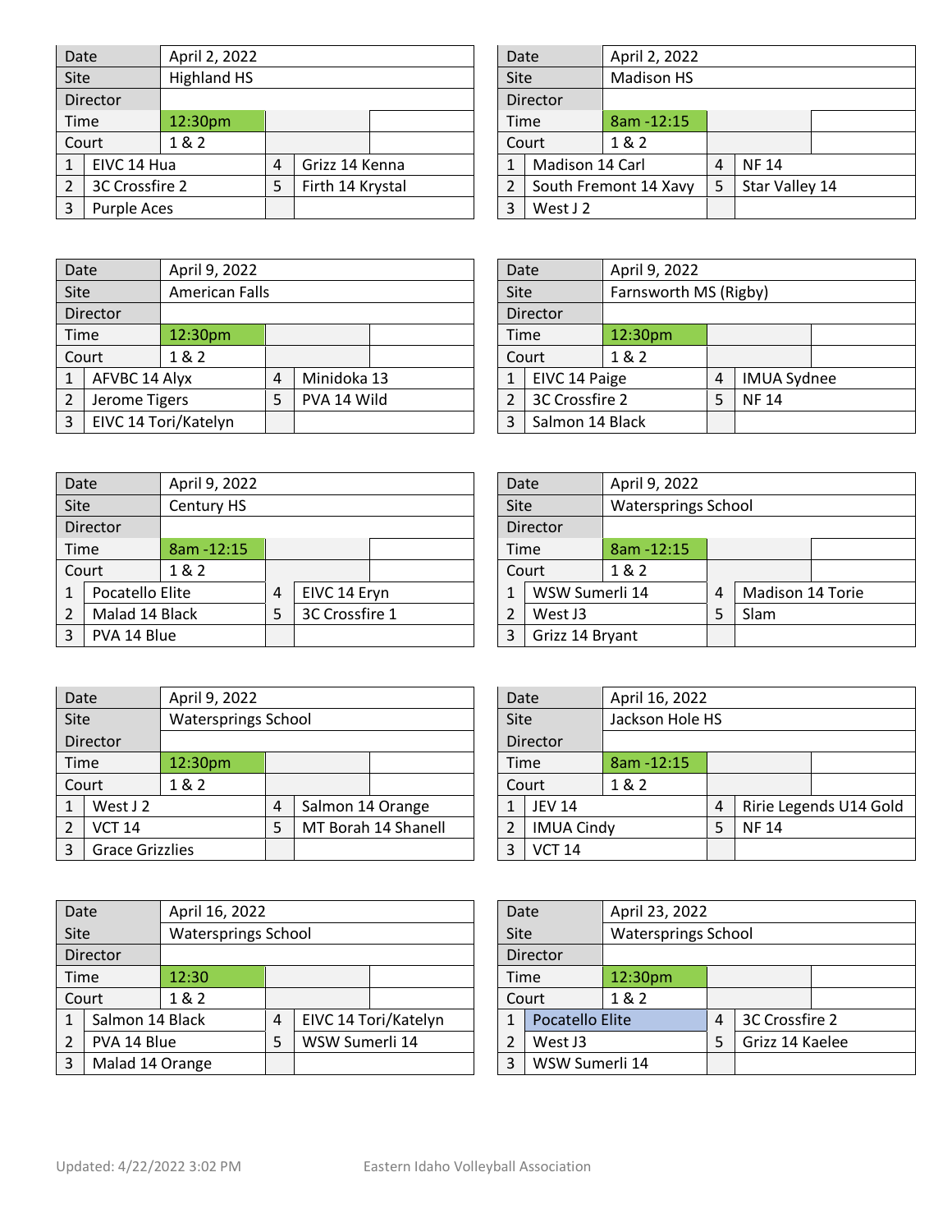| Date | April 2, 2022 | | |
|---|---|---|---|
| Site | Highland HS | | |
| Director | | | |
| Time | 12:30pm | | |
| Court | 1 & 2 | | |
| 1 | EIVC 14 Hua | 4 | Grizz 14 Kenna |
| 2 | 3C Crossfire 2 | 5 | Firth 14 Krystal |
| 3 | Purple Aces | | |

| Date | April 2, 2022 | | |
|---|---|---|---|
| Site | Madison HS | | |
| Director | | | |
| Time | 8am -12:15 | | |
| Court | 1 & 2 | | |
| 1 | Madison 14 Carl | 4 | NF 14 |
| 2 | South Fremont 14 Xavy | 5 | Star Valley 14 |
| 3 | West J 2 | | |

| Date | April 9, 2022 | | |
|---|---|---|---|
| Site | American Falls | | |
| Director | | | |
| Time | 12:30pm | | |
| Court | 1 & 2 | | |
| 1 | AFVBC 14 Alyx | 4 | Minidoka 13 |
| 2 | Jerome Tigers | 5 | PVA 14 Wild |
| 3 | EIVC 14 Tori/Katelyn | | |

| Date | April 9, 2022 | | |
|---|---|---|---|
| Site | Farnsworth MS (Rigby) | | |
| Director | | | |
| Time | 12:30pm | | |
| Court | 1 & 2 | | |
| 1 | EIVC 14 Paige | 4 | IMUA Sydnee |
| 2 | 3C Crossfire 2 | 5 | NF 14 |
| 3 | Salmon 14 Black | | |

| Date | April 9, 2022 | | |
|---|---|---|---|
| Site | Century HS | | |
| Director | | | |
| Time | 8am -12:15 | | |
| Court | 1 & 2 | | |
| 1 | Pocatello Elite | 4 | EIVC 14 Eryn |
| 2 | Malad 14 Black | 5 | 3C Crossfire 1 |
| 3 | PVA 14 Blue | | |

| Date | April 9, 2022 | | |
|---|---|---|---|
| Site | Watersprings School | | |
| Director | | | |
| Time | 8am -12:15 | | |
| Court | 1 & 2 | | |
| 1 | WSW Sumerli 14 | 4 | Madison 14 Torie |
| 2 | West J3 | 5 | Slam |
| 3 | Grizz 14 Bryant | | |

| Date | April 9, 2022 | | |
|---|---|---|---|
| Site | Watersprings School | | |
| Director | | | |
| Time | 12:30pm | | |
| Court | 1 & 2 | | |
| 1 | West J 2 | 4 | Salmon 14 Orange |
| 2 | VCT 14 | 5 | MT Borah 14 Shanell |
| 3 | Grace Grizzlies | | |

| Date | April 16, 2022 | | |
|---|---|---|---|
| Site | Jackson Hole HS | | |
| Director | | | |
| Time | 8am -12:15 | | |
| Court | 1 & 2 | | |
| 1 | JEV 14 | 4 | Ririe Legends U14 Gold |
| 2 | IMUA Cindy | 5 | NF 14 |
| 3 | VCT 14 | | |

| Date | April 16, 2022 | | |
|---|---|---|---|
| Site | Watersprings School | | |
| Director | | | |
| Time | 12:30 | | |
| Court | 1 & 2 | | |
| 1 | Salmon 14 Black | 4 | EIVC 14 Tori/Katelyn |
| 2 | PVA 14 Blue | 5 | WSW Sumerli 14 |
| 3 | Malad 14 Orange | | |

| Date | April 23, 2022 | | |
|---|---|---|---|
| Site | Watersprings School | | |
| Director | | | |
| Time | 12:30pm | | |
| Court | 1 & 2 | | |
| 1 | Pocatello Elite | 4 | 3C Crossfire 2 |
| 2 | West J3 | 5 | Grizz 14 Kaelee |
| 3 | WSW Sumerli 14 | | |

Updated: 4/22/2022 3:02 PM Eastern Idaho Volleyball Association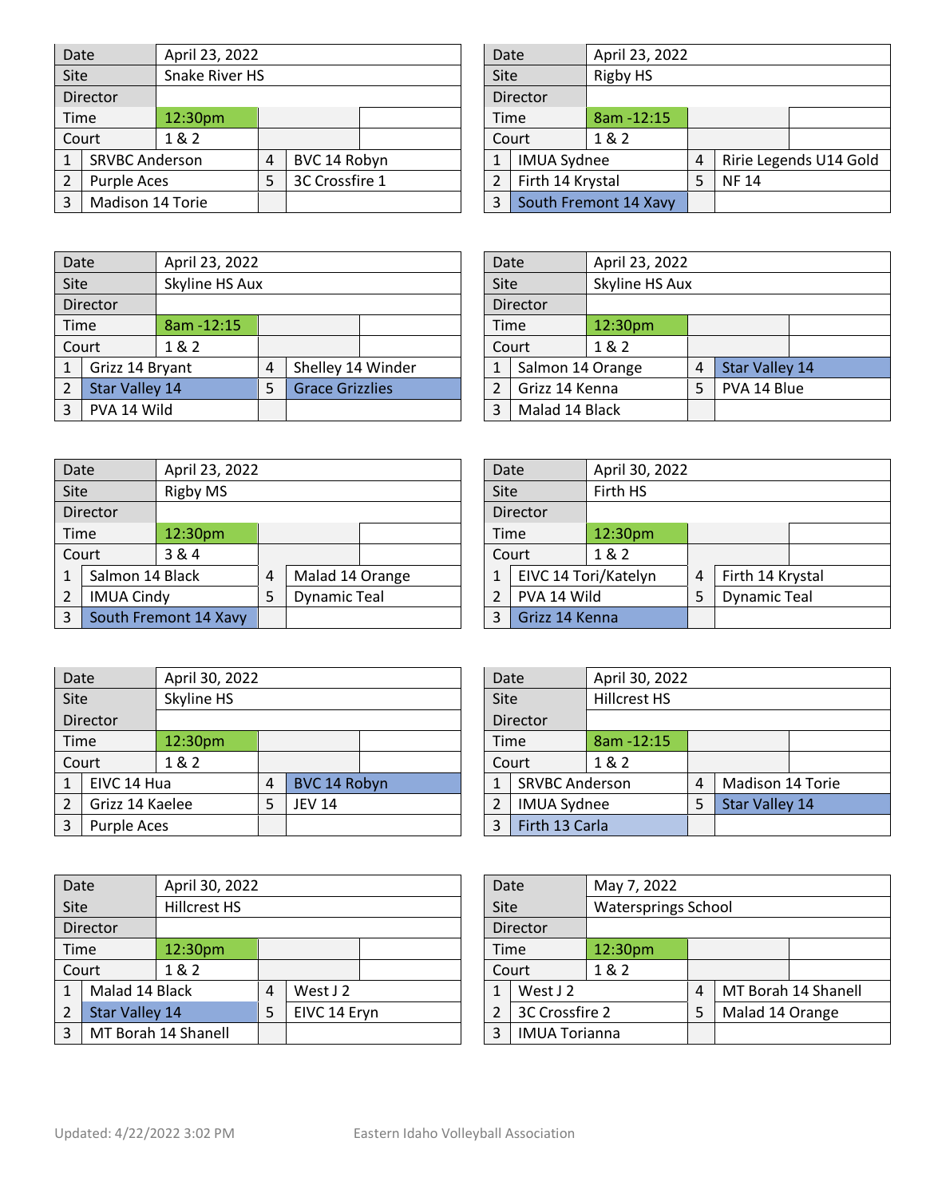| Date | April 23, 2022 | | |
|---|---|---|---|
| Site | Snake River HS | | |
| Director | | | |
| Time | 12:30pm | | |
| Court | 1 & 2 | | |
| 1 | SRVBC Anderson | 4 | BVC 14 Robyn |
| 2 | Purple Aces | 5 | 3C Crossfire 1 |
| 3 | Madison 14 Torie | | |

| Date | April 23, 2022 | | |
|---|---|---|---|
| Site | Rigby HS | | |
| Director | | | |
| Time | 8am -12:15 | | |
| Court | 1 & 2 | | |
| 1 | IMUA Sydnee | 4 | Ririe Legends U14 Gold |
| 2 | Firth 14 Krystal | 5 | NF 14 |
| 3 | South Fremont 14 Xavy | | |

| Date | April 23, 2022 | | |
|---|---|---|---|
| Site | Skyline HS Aux | | |
| Director | | | |
| Time | 8am -12:15 | | |
| Court | 1 & 2 | | |
| 1 | Grizz 14 Bryant | 4 | Shelley 14 Winder |
| 2 | Star Valley 14 | 5 | Grace Grizzlies |
| 3 | PVA 14 Wild | | |

| Date | April 23, 2022 | | |
|---|---|---|---|
| Site | Skyline HS Aux | | |
| Director | | | |
| Time | 12:30pm | | |
| Court | 1 & 2 | | |
| 1 | Salmon 14 Orange | 4 | Star Valley 14 |
| 2 | Grizz 14 Kenna | 5 | PVA 14 Blue |
| 3 | Malad 14 Black | | |

| Date | April 23, 2022 | | |
|---|---|---|---|
| Site | Rigby MS | | |
| Director | | | |
| Time | 12:30pm | | |
| Court | 3 & 4 | | |
| 1 | Salmon 14 Black | 4 | Malad 14 Orange |
| 2 | IMUA Cindy | 5 | Dynamic Teal |
| 3 | South Fremont 14 Xavy | | |

| Date | April 30, 2022 | | |
|---|---|---|---|
| Site | Firth HS | | |
| Director | | | |
| Time | 12:30pm | | |
| Court | 1 & 2 | | |
| 1 | EIVC 14 Tori/Katelyn | 4 | Firth 14 Krystal |
| 2 | PVA 14 Wild | 5 | Dynamic Teal |
| 3 | Grizz 14 Kenna | | |

| Date | April 30, 2022 | | |
|---|---|---|---|
| Site | Skyline HS | | |
| Director | | | |
| Time | 12:30pm | | |
| Court | 1 & 2 | | |
| 1 | EIVC 14 Hua | 4 | BVC 14 Robyn |
| 2 | Grizz 14 Kaelee | 5 | JEV 14 |
| 3 | Purple Aces | | |

| Date | April 30, 2022 | | |
|---|---|---|---|
| Site | Hillcrest HS | | |
| Director | | | |
| Time | 8am -12:15 | | |
| Court | 1 & 2 | | |
| 1 | SRVBC Anderson | 4 | Madison 14 Torie |
| 2 | IMUA Sydnee | 5 | Star Valley 14 |
| 3 | Firth 13 Carla | | |

| Date | April 30, 2022 | | |
|---|---|---|---|
| Site | Hillcrest HS | | |
| Director | | | |
| Time | 12:30pm | | |
| Court | 1 & 2 | | |
| 1 | Malad 14 Black | 4 | West J 2 |
| 2 | Star Valley 14 | 5 | EIVC 14 Eryn |
| 3 | MT Borah 14 Shanell | | |

| Date | May 7, 2022 | | |
|---|---|---|---|
| Site | Watersprings School | | |
| Director | | | |
| Time | 12:30pm | | |
| Court | 1 & 2 | | |
| 1 | West J 2 | 4 | MT Borah 14 Shanell |
| 2 | 3C Crossfire 2 | 5 | Malad 14 Orange |
| 3 | IMUA Torianna | | |

Updated: 4/22/2022 3:02 PM Eastern Idaho Volleyball Association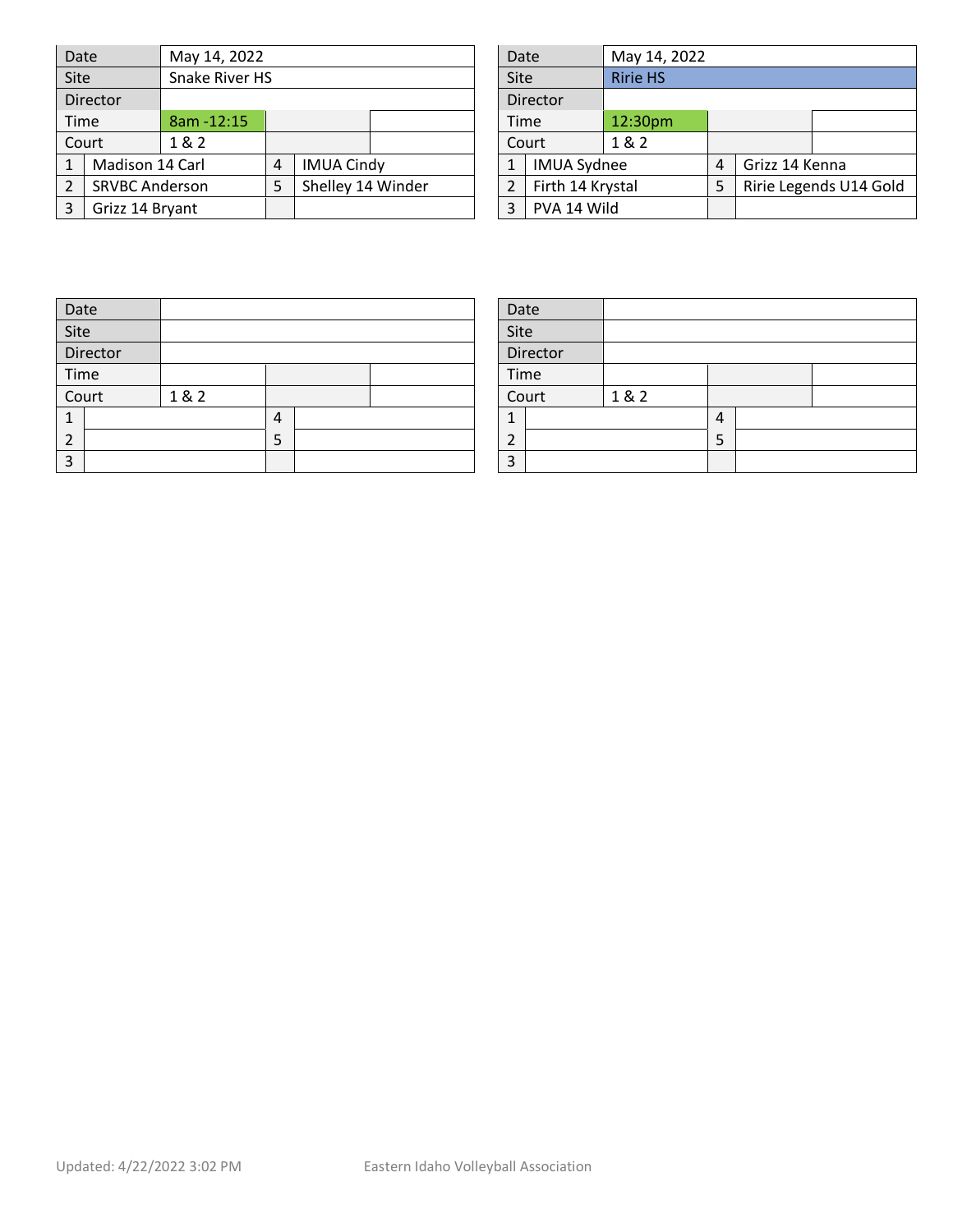| | | | |
|---|---|---|---|
| Date | May 14, 2022 | | |
| Site | Snake River HS | | |
| Director | | | |
| Time | 8am -12:15 | | |
| Court | 1 & 2 | | |
| 1 | Madison 14 Carl | 4 | IMUA Cindy |
| 2 | SRVBC Anderson | 5 | Shelley 14 Winder |
| 3 | Grizz 14 Bryant | | |

| | | | |
|---|---|---|---|
| Date | May 14, 2022 | | |
| Site | Ririe HS | | |
| Director | | | |
| Time | 12:30pm | | |
| Court | 1 & 2 | | |
| 1 | IMUA Sydnee | 4 | Grizz 14 Kenna |
| 2 | Firth 14 Krystal | 5 | Ririe Legends U14 Gold |
| 3 | PVA 14 Wild | | |

| | | | |
|---|---|---|---|
| Date | | | |
| Site | | | |
| Director | | | |
| Time | | | |
| Court | 1 & 2 | | |
| 1 | | 4 | |
| 2 | | 5 | |
| 3 | | | |

| | | | |
|---|---|---|---|
| Date | | | |
| Site | | | |
| Director | | | |
| Time | | | |
| Court | 1 & 2 | | |
| 1 | | 4 | |
| 2 | | 5 | |
| 3 | | | |

Updated: 4/22/2022 3:02 PM Eastern Idaho Volleyball Association